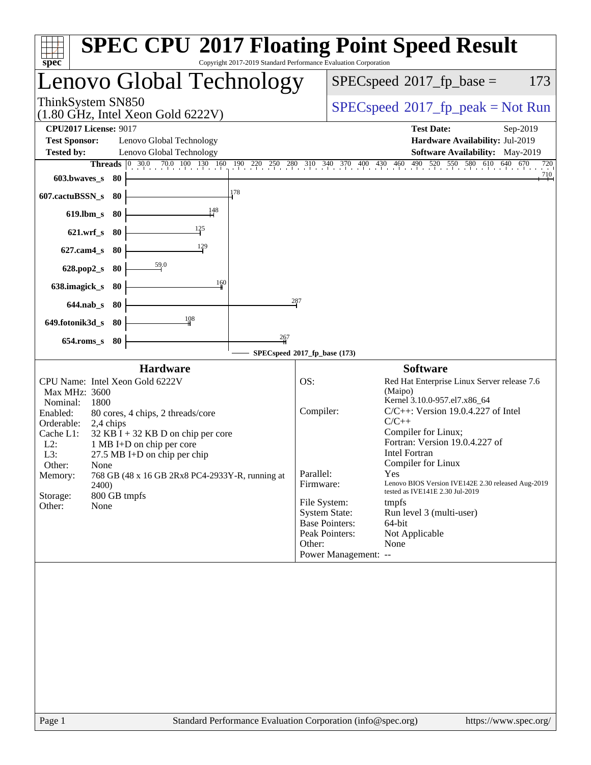# SPEC CPU 2017 Floating Point Speed Result

Copyright 2017-2019 Standard Performance Evaluation Corporation

## Lenovo Global Technology

ThinkSystem SN850
(1.80 GHz, Intel Xeon Gold 6222V)

SPECspeed 2017_fp_base = 173

SPECspeed 2017_fp_peak = Not Run

**CPU2017 License:** 9017
**Test Sponsor:** Lenovo Global Technology
**Tested by:** Lenovo Global Technology

**Test Date:** Sep-2019
**Hardware Availability:** Jul-2019
**Software Availability:** May-2019

| Benchmark | Threads | SPECspeed 2017_fp_base |
|---|---|---|
| 603.bwaves_s | 80 | 710 |
| 607.cactuBSSN_s | 80 | 178 |
| 619.lbm_s | 80 | 148 |
| 621.wrf_s | 80 | 125 |
| 627.cam4_s | 80 | 129 |
| 628.pop2_s | 80 | 59.0 |
| 638.imagick_s | 80 | 160 |
| 644.nab_s | 80 | 287 |
| 649.fotonik3d_s | 80 | 108 |
| 654.roms_s | 80 | 267 |

SPECspeed 2017_fp_base (173)

### Hardware

- CPU Name: Intel Xeon Gold 6222V
- Max MHz: 3600
- Nominal: 1800
- Enabled: 80 cores, 4 chips, 2 threads/core
- Orderable: 2,4 chips
- Cache L1: 32 KB I + 32 KB D on chip per core
- L2: 1 MB I+D on chip per core
- L3: 27.5 MB I+D on chip per chip
- Other: None
- Memory: 768 GB (48 x 16 GB 2Rx8 PC4-2933Y-R, running at 2400)
- Storage: 800 GB tmpfs
- Other: None

### Software

- OS: Red Hat Enterprise Linux Server release 7.6 (Maipo) Kernel 3.10.0-957.el7.x86_64
- Compiler: C/C++: Version 19.0.4.227 of Intel C/C++ Compiler for Linux; Fortran: Version 19.0.4.227 of Intel Fortran Compiler for Linux
- Parallel: Yes
- Firmware: Lenovo BIOS Version IVE142E 2.30 released Aug-2019 tested as IVE141E 2.30 Jul-2019
- File System: tmpfs
- System State: Run level 3 (multi-user)
- Base Pointers: 64-bit
- Peak Pointers: Not Applicable
- Other: None
- Power Management: --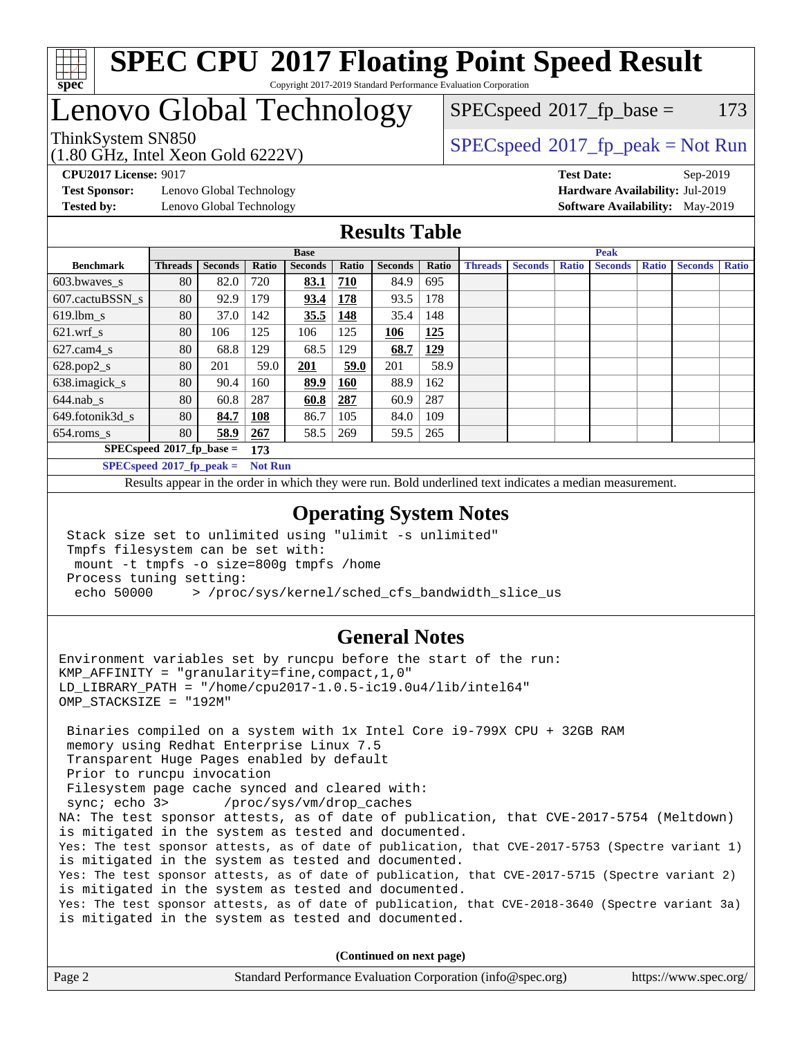# SPEC CPU 2017 Floating Point Speed Result

Copyright 2017-2019 Standard Performance Evaluation Corporation

# Lenovo Global Technology

ThinkSystem SN850
(1.80 GHz, Intel Xeon Gold 6222V)

SPECspeed 2017_fp_base = 173

SPECspeed 2017_fp_peak = Not Run

**CPU2017 License:** 9017
**Test Sponsor:** Lenovo Global Technology
**Tested by:** Lenovo Global Technology

**Test Date:** Sep-2019
**Hardware Availability:** Jul-2019
**Software Availability:** May-2019

## Results Table

| | Base | | | | | | | Peak | | | | | | |
|---|---|---|---|---|---|---|---|---|---|---|---|---|---|---|
| **Benchmark** | **Threads** | **Seconds** | **Ratio** | **Seconds** | **Ratio** | **Seconds** | **Ratio** | **Threads** | **Seconds** | **Ratio** | **Seconds** | **Ratio** | **Seconds** | **Ratio** |
| 603.bwaves_s | 80 | 82.0 | 720 | **83.1** | **710** | 84.9 | 695 | | | | | | | |
| 607.cactuBSSN_s | 80 | 92.9 | 179 | **93.4** | **178** | 93.5 | 178 | | | | | | | |
| 619.lbm_s | 80 | 37.0 | 142 | **35.5** | **148** | 35.4 | 148 | | | | | | | |
| 621.wrf_s | 80 | 106 | 125 | 106 | 125 | **106** | **125** | | | | | | | |
| 627.cam4_s | 80 | 68.8 | 129 | 68.5 | 129 | **68.7** | **129** | | | | | | | |
| 628.pop2_s | 80 | 201 | 59.0 | **201** | **59.0** | 201 | 58.9 | | | | | | | |
| 638.imagick_s | 80 | 90.4 | 160 | **89.9** | **160** | 88.9 | 162 | | | | | | | |
| 644.nab_s | 80 | 60.8 | 287 | **60.8** | **287** | 60.9 | 287 | | | | | | | |
| 649.fotonik3d_s | 80 | **84.7** | **108** | 86.7 | 105 | 84.0 | 109 | | | | | | | |
| 654.roms_s | 80 | **58.9** | **267** | 58.5 | 269 | 59.5 | 265 | | | | | | | |

**SPECspeed 2017_fp_base = 173**

**SPECspeed 2017_fp_peak = Not Run**

Results appear in the order in which they were run. Bold underlined text indicates a median measurement.

## Operating System Notes

```
Stack size set to unlimited using "ulimit -s unlimited"
Tmpfs filesystem can be set with:
 mount -t tmpfs -o size=800g tmpfs /home
Process tuning setting:
 echo 50000     > /proc/sys/kernel/sched_cfs_bandwidth_slice_us
```

## General Notes

```
Environment variables set by runcpu before the start of the run:
KMP_AFFINITY = "granularity=fine,compact,1,0"
LD_LIBRARY_PATH = "/home/cpu2017-1.0.5-ic19.0u4/lib/intel64"
OMP_STACKSIZE = "192M"

 Binaries compiled on a system with 1x Intel Core i9-799X CPU + 32GB RAM
 memory using Redhat Enterprise Linux 7.5
 Transparent Huge Pages enabled by default
 Prior to runcpu invocation
 Filesystem page cache synced and cleared with:
 sync; echo 3>       /proc/sys/vm/drop_caches
NA: The test sponsor attests, as of date of publication, that CVE-2017-5754 (Meltdown)
is mitigated in the system as tested and documented.
Yes: The test sponsor attests, as of date of publication, that CVE-2017-5753 (Spectre variant 1)
is mitigated in the system as tested and documented.
Yes: The test sponsor attests, as of date of publication, that CVE-2017-5715 (Spectre variant 2)
is mitigated in the system as tested and documented.
Yes: The test sponsor attests, as of date of publication, that CVE-2018-3640 (Spectre variant 3a)
is mitigated in the system as tested and documented.
```

**(Continued on next page)**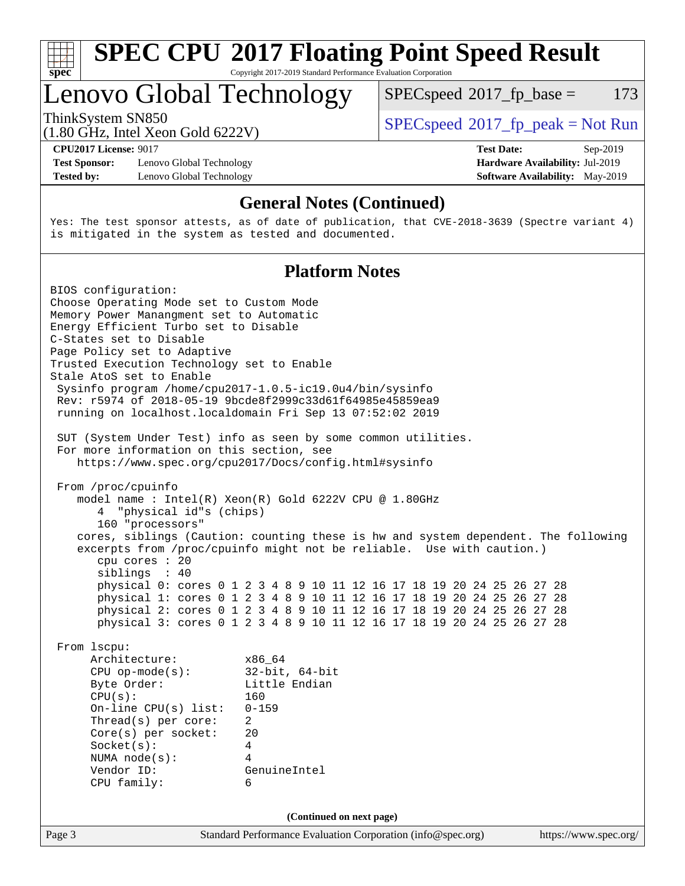## General Notes (Continued)

```
Yes: The test sponsor attests, as of date of publication, that CVE-2018-3639 (Spectre variant 4)
is mitigated in the system as tested and documented.
```

## Platform Notes

```
BIOS configuration:
Choose Operating Mode set to Custom Mode
Memory Power Manangment set to Automatic
Energy Efficient Turbo set to Disable
C-States set to Disable
Page Policy set to Adaptive
Trusted Execution Technology set to Enable
Stale AtoS set to Enable
 Sysinfo program /home/cpu2017-1.0.5-ic19.0u4/bin/sysinfo
 Rev: r5974 of 2018-05-19 9bcde8f2999c33d61f64985e45859ea9
 running on localhost.localdomain Fri Sep 13 07:52:02 2019

 SUT (System Under Test) info as seen by some common utilities.
 For more information on this section, see
    https://www.spec.org/cpu2017/Docs/config.html#sysinfo

 From /proc/cpuinfo
    model name : Intel(R) Xeon(R) Gold 6222V CPU @ 1.80GHz
       4  "physical id"s (chips)
       160 "processors"
    cores, siblings (Caution: counting these is hw and system dependent. The following
    excerpts from /proc/cpuinfo might not be reliable.  Use with caution.)
       cpu cores : 20
       siblings  : 40
       physical 0: cores 0 1 2 3 4 8 9 10 11 12 16 17 18 19 20 24 25 26 27 28
       physical 1: cores 0 1 2 3 4 8 9 10 11 12 16 17 18 19 20 24 25 26 27 28
       physical 2: cores 0 1 2 3 4 8 9 10 11 12 16 17 18 19 20 24 25 26 27 28
       physical 3: cores 0 1 2 3 4 8 9 10 11 12 16 17 18 19 20 24 25 26 27 28

 From lscpu:
      Architecture:          x86_64
      CPU op-mode(s):        32-bit, 64-bit
      Byte Order:            Little Endian
      CPU(s):                160
      On-line CPU(s) list:   0-159
      Thread(s) per core:    2
      Core(s) per socket:    20
      Socket(s):             4
      NUMA node(s):          4
      Vendor ID:             GenuineIntel
      CPU family:            6
```

(Continued on next page)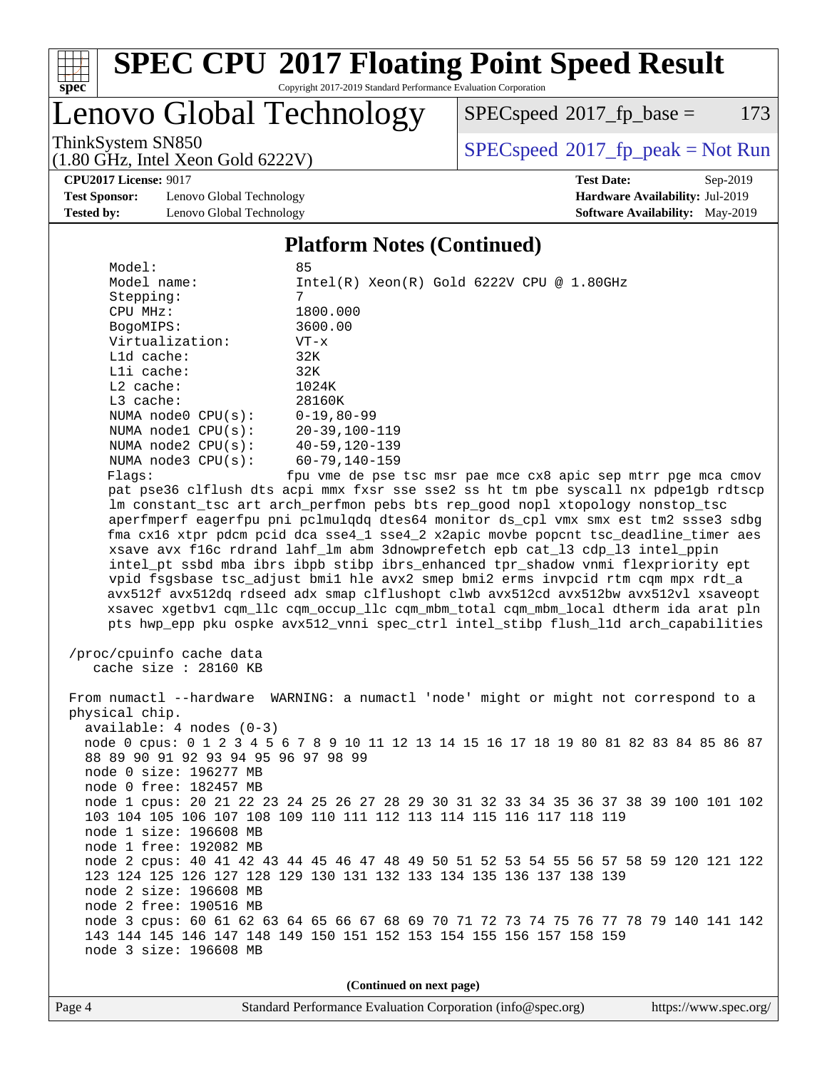# SPEC CPU 2017 Floating Point Speed Result

Copyright 2017-2019 Standard Performance Evaluation Corporation

## Lenovo Global Technology

ThinkSystem SN850
(1.80 GHz, Intel Xeon Gold 6222V)

SPECspeed 2017_fp_base = 173

SPECspeed 2017_fp_peak = Not Run

**CPU2017 License:** 9017
**Test Sponsor:** Lenovo Global Technology
**Tested by:** Lenovo Global Technology

**Test Date:** Sep-2019
**Hardware Availability:** Jul-2019
**Software Availability:** May-2019

### Platform Notes (Continued)

```
    Model:                 85
    Model name:            Intel(R) Xeon(R) Gold 6222V CPU @ 1.80GHz
    Stepping:              7
    CPU MHz:               1800.000
    BogoMIPS:              3600.00
    Virtualization:        VT-x
    L1d cache:             32K
    L1i cache:             32K
    L2 cache:              1024K
    L3 cache:              28160K
    NUMA node0 CPU(s):     0-19,80-99
    NUMA node1 CPU(s):     20-39,100-119
    NUMA node2 CPU(s):     40-59,120-139
    NUMA node3 CPU(s):     60-79,140-159
    Flags:                 fpu vme de pse tsc msr pae mce cx8 apic sep mtrr pge mca cmov
    pat pse36 clflush dts acpi mmx fxsr sse sse2 ss ht tm pbe syscall nx pdpe1gb rdtscp
    lm constant_tsc art arch_perfmon pebs bts rep_good nopl xtopology nonstop_tsc
    aperfmperf eagerfpu pni pclmulqdq dtes64 monitor ds_cpl vmx smx est tm2 ssse3 sdbg
    fma cx16 xtpr pdcm pcid dca sse4_1 sse4_2 x2apic movbe popcnt tsc_deadline_timer aes
    xsave avx f16c rdrand lahf_lm abm 3dnowprefetch epb cat_l3 cdp_l3 intel_ppin
    intel_pt ssbd mba ibrs ibpb stibp ibrs_enhanced tpr_shadow vnmi flexpriority ept
    vpid fsgsbase tsc_adjust bmi1 hle avx2 smep bmi2 erms invpcid rtm cqm mpx rdt_a
    avx512f avx512dq rdseed adx smap clflushopt clwb avx512cd avx512bw avx512vl xsaveopt
    xsavec xgetbv1 cqm_llc cqm_occup_llc cqm_mbm_total cqm_mbm_local dtherm ida arat pln
    pts hwp_epp pku ospke avx512_vnni spec_ctrl intel_stibp flush_l1d arch_capabilities

 /proc/cpuinfo cache data
    cache size : 28160 KB

 From numactl --hardware  WARNING: a numactl 'node' might or might not correspond to a
 physical chip.
   available: 4 nodes (0-3)
   node 0 cpus: 0 1 2 3 4 5 6 7 8 9 10 11 12 13 14 15 16 17 18 19 80 81 82 83 84 85 86 87
   88 89 90 91 92 93 94 95 96 97 98 99
   node 0 size: 196277 MB
   node 0 free: 182457 MB
   node 1 cpus: 20 21 22 23 24 25 26 27 28 29 30 31 32 33 34 35 36 37 38 39 100 101 102
   103 104 105 106 107 108 109 110 111 112 113 114 115 116 117 118 119
   node 1 size: 196608 MB
   node 1 free: 192082 MB
   node 2 cpus: 40 41 42 43 44 45 46 47 48 49 50 51 52 53 54 55 56 57 58 59 120 121 122
   123 124 125 126 127 128 129 130 131 132 133 134 135 136 137 138 139
   node 2 size: 196608 MB
   node 2 free: 190516 MB
   node 3 cpus: 60 61 62 63 64 65 66 67 68 69 70 71 72 73 74 75 76 77 78 79 140 141 142
   143 144 145 146 147 148 149 150 151 152 153 154 155 156 157 158 159
   node 3 size: 196608 MB
```

(Continued on next page)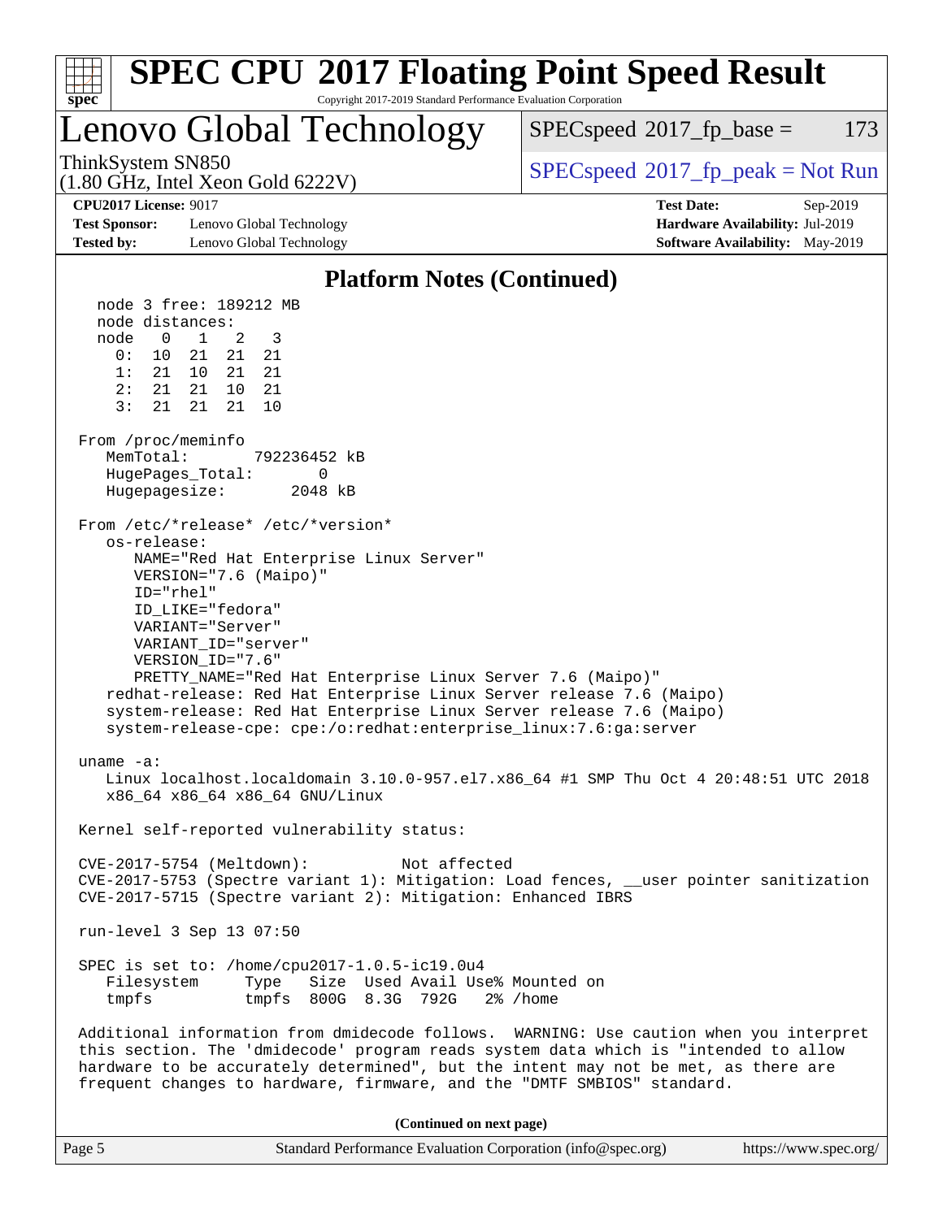# SPEC CPU 2017 Floating Point Speed Result

Copyright 2017-2019 Standard Performance Evaluation Corporation

## Lenovo Global Technology

ThinkSystem SN850
(1.80 GHz, Intel Xeon Gold 6222V)

SPECspeed 2017_fp_base = 173

SPECspeed 2017_fp_peak = Not Run

**CPU2017 License:** 9017
**Test Sponsor:** Lenovo Global Technology
**Tested by:** Lenovo Global Technology

**Test Date:** Sep-2019
**Hardware Availability:** Jul-2019
**Software Availability:** May-2019

## Platform Notes (Continued)

```
    node 3 free: 189212 MB
    node distances:
    node   0   1   2   3
      0:  10  21  21  21
      1:  21  10  21  21
      2:  21  21  10  21
      3:  21  21  21  10

 From /proc/meminfo
    MemTotal:       792236452 kB
    HugePages_Total:       0
    Hugepagesize:       2048 kB

 From /etc/*release* /etc/*version*
    os-release:
       NAME="Red Hat Enterprise Linux Server"
       VERSION="7.6 (Maipo)"
       ID="rhel"
       ID_LIKE="fedora"
       VARIANT="Server"
       VARIANT_ID="server"
       VERSION_ID="7.6"
       PRETTY_NAME="Red Hat Enterprise Linux Server 7.6 (Maipo)"
    redhat-release: Red Hat Enterprise Linux Server release 7.6 (Maipo)
    system-release: Red Hat Enterprise Linux Server release 7.6 (Maipo)
    system-release-cpe: cpe:/o:redhat:enterprise_linux:7.6:ga:server

 uname -a:
    Linux localhost.localdomain 3.10.0-957.el7.x86_64 #1 SMP Thu Oct 4 20:48:51 UTC 2018
    x86_64 x86_64 x86_64 GNU/Linux

 Kernel self-reported vulnerability status:

 CVE-2017-5754 (Meltdown):          Not affected
 CVE-2017-5753 (Spectre variant 1): Mitigation: Load fences, __user pointer sanitization
 CVE-2017-5715 (Spectre variant 2): Mitigation: Enhanced IBRS

 run-level 3 Sep 13 07:50

 SPEC is set to: /home/cpu2017-1.0.5-ic19.0u4
    Filesystem     Type   Size  Used Avail Use% Mounted on
    tmpfs          tmpfs  800G  8.3G  792G   2% /home

 Additional information from dmidecode follows.  WARNING: Use caution when you interpret
 this section. The 'dmidecode' program reads system data which is "intended to allow
 hardware to be accurately determined", but the intent may not be met, as there are
 frequent changes to hardware, firmware, and the "DMTF SMBIOS" standard.
```

**(Continued on next page)**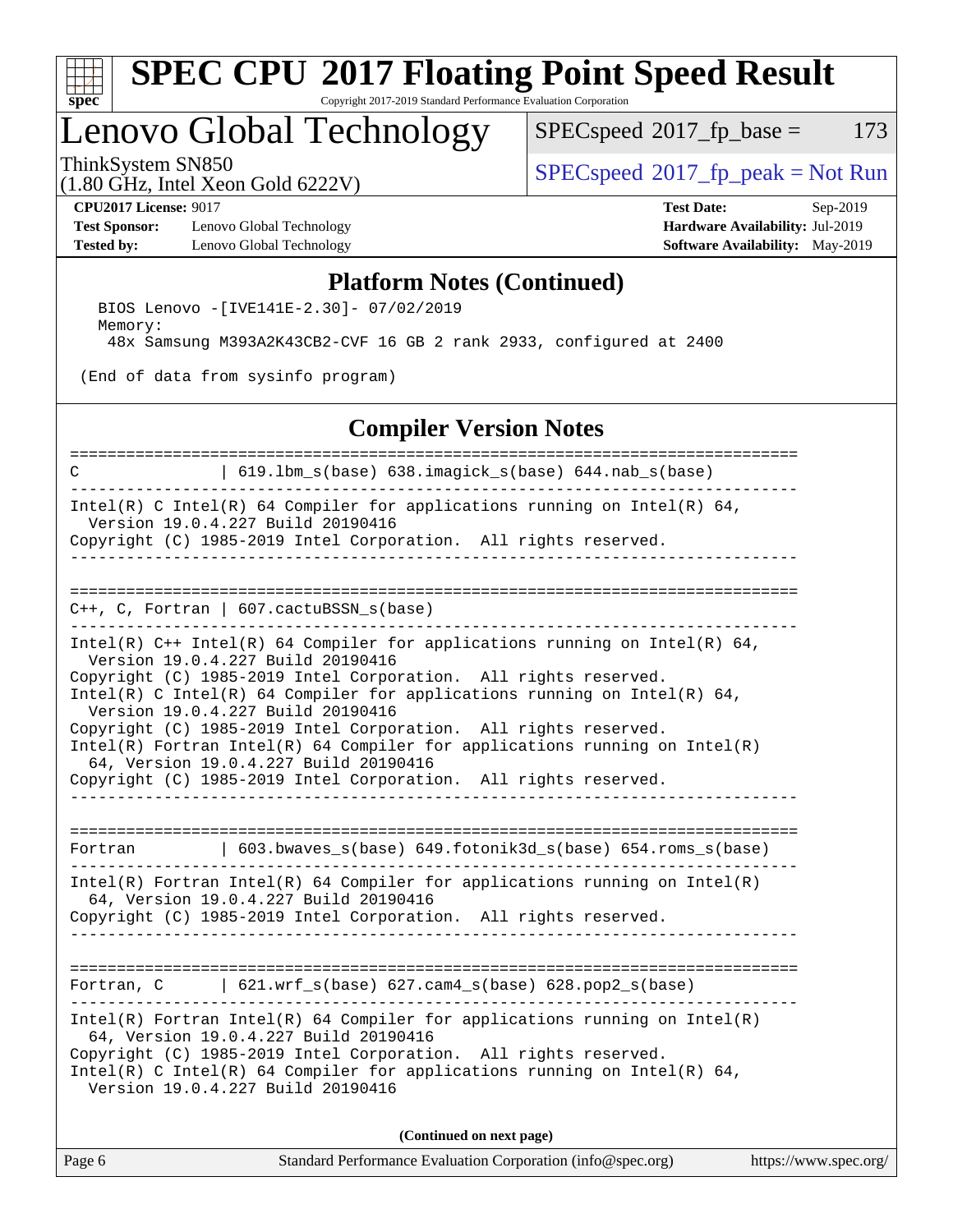# SPEC CPU 2017 Floating Point Speed Result

Copyright 2017-2019 Standard Performance Evaluation Corporation

## Lenovo Global Technology

ThinkSystem SN850
(1.80 GHz, Intel Xeon Gold 6222V)

SPECspeed 2017_fp_base = 173

SPECspeed 2017_fp_peak = Not Run

**CPU2017 License:** 9017
**Test Sponsor:** Lenovo Global Technology
**Tested by:** Lenovo Global Technology

**Test Date:** Sep-2019
**Hardware Availability:** Jul-2019
**Software Availability:** May-2019

### Platform Notes (Continued)

```
   BIOS Lenovo -[IVE141E-2.30]- 07/02/2019
   Memory:
    48x Samsung M393A2K43CB2-CVF 16 GB 2 rank 2933, configured at 2400

 (End of data from sysinfo program)
```

### Compiler Version Notes

```
==============================================================================
C                | 619.lbm_s(base) 638.imagick_s(base) 644.nab_s(base)
------------------------------------------------------------------------------
Intel(R) C Intel(R) 64 Compiler for applications running on Intel(R) 64,
  Version 19.0.4.227 Build 20190416
Copyright (C) 1985-2019 Intel Corporation.  All rights reserved.
------------------------------------------------------------------------------

==============================================================================
C++, C, Fortran | 607.cactuBSSN_s(base)
------------------------------------------------------------------------------
Intel(R) C++ Intel(R) 64 Compiler for applications running on Intel(R) 64,
  Version 19.0.4.227 Build 20190416
Copyright (C) 1985-2019 Intel Corporation.  All rights reserved.
Intel(R) C Intel(R) 64 Compiler for applications running on Intel(R) 64,
  Version 19.0.4.227 Build 20190416
Copyright (C) 1985-2019 Intel Corporation.  All rights reserved.
Intel(R) Fortran Intel(R) 64 Compiler for applications running on Intel(R)
  64, Version 19.0.4.227 Build 20190416
Copyright (C) 1985-2019 Intel Corporation.  All rights reserved.
------------------------------------------------------------------------------

==============================================================================
Fortran          | 603.bwaves_s(base) 649.fotonik3d_s(base) 654.roms_s(base)
------------------------------------------------------------------------------
Intel(R) Fortran Intel(R) 64 Compiler for applications running on Intel(R)
  64, Version 19.0.4.227 Build 20190416
Copyright (C) 1985-2019 Intel Corporation.  All rights reserved.
------------------------------------------------------------------------------

==============================================================================
Fortran, C       | 621.wrf_s(base) 627.cam4_s(base) 628.pop2_s(base)
------------------------------------------------------------------------------
Intel(R) Fortran Intel(R) 64 Compiler for applications running on Intel(R)
  64, Version 19.0.4.227 Build 20190416
Copyright (C) 1985-2019 Intel Corporation.  All rights reserved.
Intel(R) C Intel(R) 64 Compiler for applications running on Intel(R) 64,
  Version 19.0.4.227 Build 20190416
```

**(Continued on next page)**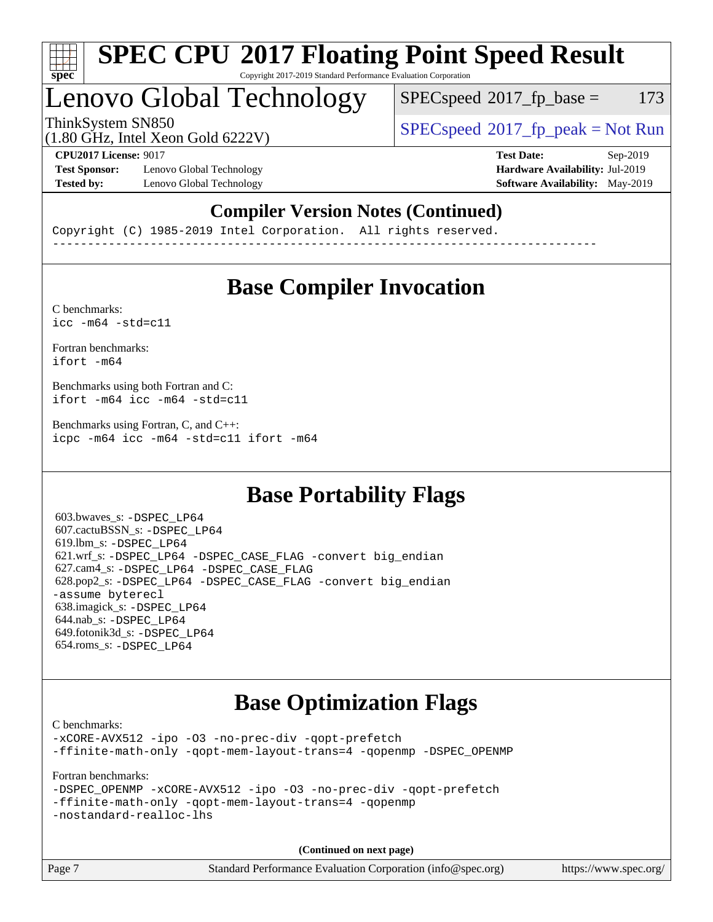# SPEC CPU 2017 Floating Point Speed Result

Copyright 2017-2019 Standard Performance Evaluation Corporation

## Lenovo Global Technology

ThinkSystem SN850
(1.80 GHz, Intel Xeon Gold 6222V)

SPECspeed 2017_fp_base = 173

SPECspeed 2017_fp_peak = Not Run

**CPU2017 License:** 9017
**Test Sponsor:** Lenovo Global Technology
**Tested by:** Lenovo Global Technology

**Test Date:** Sep-2019
**Hardware Availability:** Jul-2019
**Software Availability:** May-2019

## Compiler Version Notes (Continued)

```
Copyright (C) 1985-2019 Intel Corporation.  All rights reserved.
------------------------------------------------------------------------------
```

## Base Compiler Invocation

C benchmarks:
`icc -m64 -std=c11`

Fortran benchmarks:
`ifort -m64`

Benchmarks using both Fortran and C:
`ifort -m64 icc -m64 -std=c11`

Benchmarks using Fortran, C, and C++:
`icpc -m64 icc -m64 -std=c11 ifort -m64`

## Base Portability Flags

603.bwaves_s: -DSPEC_LP64
607.cactuBSSN_s: -DSPEC_LP64
619.lbm_s: -DSPEC_LP64
621.wrf_s: -DSPEC_LP64 -DSPEC_CASE_FLAG -convert big_endian
627.cam4_s: -DSPEC_LP64 -DSPEC_CASE_FLAG
628.pop2_s: -DSPEC_LP64 -DSPEC_CASE_FLAG -convert big_endian -assume byterecl
638.imagick_s: -DSPEC_LP64
644.nab_s: -DSPEC_LP64
649.fotonik3d_s: -DSPEC_LP64
654.roms_s: -DSPEC_LP64

## Base Optimization Flags

C benchmarks:
`-xCORE-AVX512 -ipo -O3 -no-prec-div -qopt-prefetch -ffinite-math-only -qopt-mem-layout-trans=4 -qopenmp -DSPEC_OPENMP`

Fortran benchmarks:
`-DSPEC_OPENMP -xCORE-AVX512 -ipo -O3 -no-prec-div -qopt-prefetch -ffinite-math-only -qopt-mem-layout-trans=4 -qopenmp -nostandard-realloc-lhs`

**(Continued on next page)**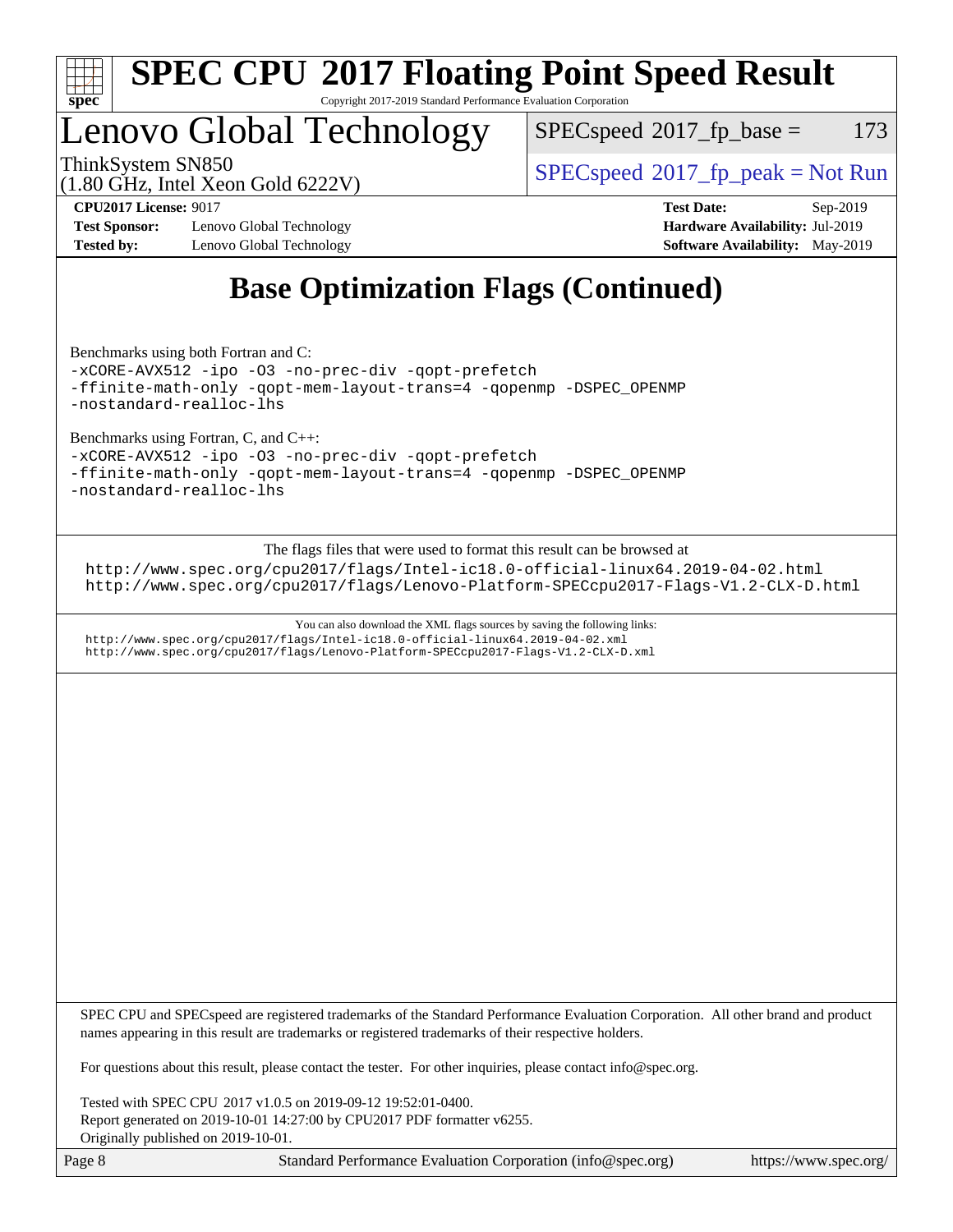# Base Optimization Flags (Continued)

Benchmarks using both Fortran and C:

```
-xCORE-AVX512 -ipo -O3 -no-prec-div -qopt-prefetch
-ffinite-math-only -qopt-mem-layout-trans=4 -qopenmp -DSPEC_OPENMP
-nostandard-realloc-lhs
```

Benchmarks using Fortran, C, and C++:

```
-xCORE-AVX512 -ipo -O3 -no-prec-div -qopt-prefetch
-ffinite-math-only -qopt-mem-layout-trans=4 -qopenmp -DSPEC_OPENMP
-nostandard-realloc-lhs
```

The flags files that were used to format this result can be browsed at

http://www.spec.org/cpu2017/flags/Intel-ic18.0-official-linux64.2019-04-02.html
http://www.spec.org/cpu2017/flags/Lenovo-Platform-SPECcpu2017-Flags-V1.2-CLX-D.html

You can also download the XML flags sources by saving the following links:

http://www.spec.org/cpu2017/flags/Intel-ic18.0-official-linux64.2019-04-02.xml
http://www.spec.org/cpu2017/flags/Lenovo-Platform-SPECcpu2017-Flags-V1.2-CLX-D.xml

SPEC CPU and SPECspeed are registered trademarks of the Standard Performance Evaluation Corporation. All other brand and product names appearing in this result are trademarks or registered trademarks of their respective holders.

For questions about this result, please contact the tester. For other inquiries, please contact info@spec.org.

Tested with SPEC CPU 2017 v1.0.5 on 2019-09-12 19:52:01-0400.
Report generated on 2019-10-01 14:27:00 by CPU2017 PDF formatter v6255.
Originally published on 2019-10-01.